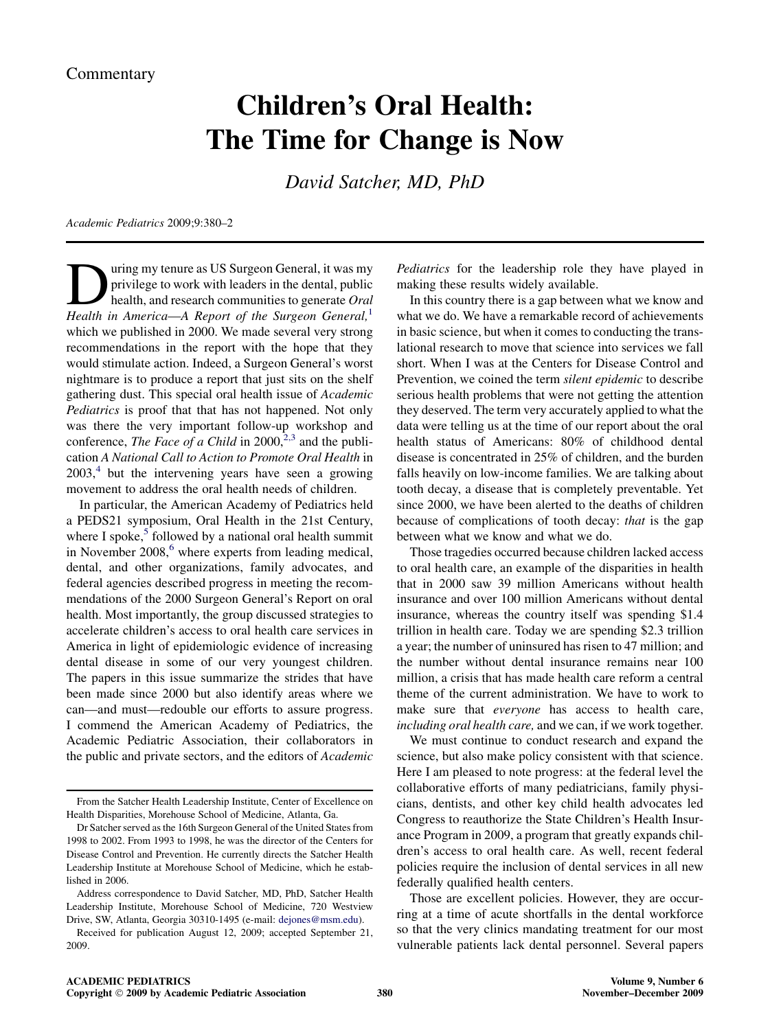Commentary

# Children's Oral Health: The Time for Change is Now

*David Satcher, MD, PhD*

During my tenure as US Surgeon General, it was my privilege to work with leaders in the dental, public health, and research communities to generate *Oral Health in America—A Report of the Surgeon General,*[1] which we published in 2000. We made several very strong recommendations in the report with the hope that they would stimulate action. Indeed, a Surgeon General's worst nightmare is to produce a report that just sits on the shelf gathering dust. This special oral health issue of *Academic Pediatrics* is proof that that has not happened. Not only was there the very important follow-up workshop and conference, *The Face of a Child* in 2000,[2,3] and the publication *A National Call to Action to Promote Oral Health* in 2003,[4] but the intervening years have seen a growing movement to address the oral health needs of children.

In particular, the American Academy of Pediatrics held a PEDS21 symposium, Oral Health in the 21st Century, where I spoke,[5] followed by a national oral health summit in November 2008,[6] where experts from leading medical, dental, and other organizations, family advocates, and federal agencies described progress in meeting the recommendations of the 2000 Surgeon General's Report on oral health. Most importantly, the group discussed strategies to accelerate children's access to oral health care services in America in light of epidemiologic evidence of increasing dental disease in some of our very youngest children. The papers in this issue summarize the strides that have been made since 2000 but also identify areas where we can—and must—redouble our efforts to assure progress. I commend the American Academy of Pediatrics, the Academic Pediatric Association, their collaborators in the public and private sectors, and the editors of *Academic Pediatrics* for the leadership role they have played in making these results widely available.

In this country there is a gap between what we know and what we do. We have a remarkable record of achievements in basic science, but when it comes to conducting the translational research to move that science into services we fall short. When I was at the Centers for Disease Control and Prevention, we coined the term *silent epidemic* to describe serious health problems that were not getting the attention they deserved. The term very accurately applied to what the data were telling us at the time of our report about the oral health status of Americans: 80% of childhood dental disease is concentrated in 25% of children, and the burden falls heavily on low-income families. We are talking about tooth decay, a disease that is completely preventable. Yet since 2000, we have been alerted to the deaths of children because of complications of tooth decay: *that* is the gap between what we know and what we do.

Those tragedies occurred because children lacked access to oral health care, an example of the disparities in health that in 2000 saw 39 million Americans without health insurance and over 100 million Americans without dental insurance, whereas the country itself was spending \$1.4 trillion in health care. Today we are spending \$2.3 trillion a year; the number of uninsured has risen to 47 million; and the number without dental insurance remains near 100 million, a crisis that has made health care reform a central theme of the current administration. We have to work to make sure that *everyone* has access to health care, *including oral health care,* and we can, if we work together.

We must continue to conduct research and expand the science, but also make policy consistent with that science. Here I am pleased to note progress: at the federal level the collaborative efforts of many pediatricians, family physicians, dentists, and other key child health advocates led Congress to reauthorize the State Children's Health Insurance Program in 2009, a program that greatly expands children's access to oral health care. As well, recent federal policies require the inclusion of dental services in all new federally qualified health centers.

Those are excellent policies. However, they are occurring at a time of acute shortfalls in the dental workforce so that the very clinics mandating treatment for our most vulnerable patients lack dental personnel. Several papers

---

From the Satcher Health Leadership Institute, Center of Excellence on Health Disparities, Morehouse School of Medicine, Atlanta, Ga.

Dr Satcher served as the 16th Surgeon General of the United States from 1998 to 2002. From 1993 to 1998, he was the director of the Centers for Disease Control and Prevention. He currently directs the Satcher Health Leadership Institute at Morehouse School of Medicine, which he established in 2006.

Address correspondence to David Satcher, MD, PhD, Satcher Health Leadership Institute, Morehouse School of Medicine, 720 Westview Drive, SW, Atlanta, Georgia 30310-1495 (e-mail: dejones@msm.edu).

Received for publication August 12, 2009; accepted September 21, 2009.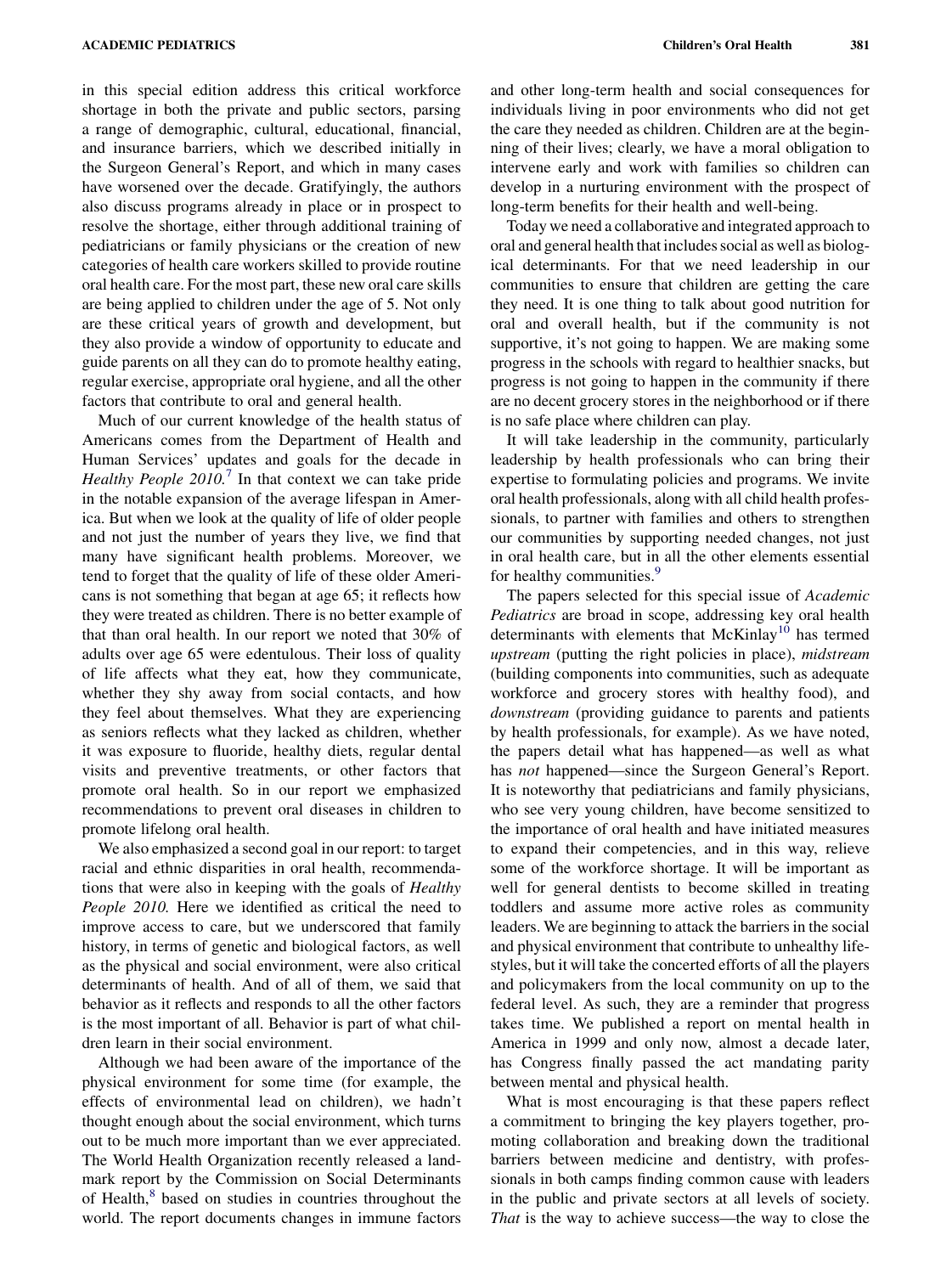in this special edition address this critical workforce shortage in both the private and public sectors, parsing a range of demographic, cultural, educational, financial, and insurance barriers, which we described initially in the Surgeon General's Report, and which in many cases have worsened over the decade. Gratifyingly, the authors also discuss programs already in place or in prospect to resolve the shortage, either through additional training of pediatricians or family physicians or the creation of new categories of health care workers skilled to provide routine oral health care. For the most part, these new oral care skills are being applied to children under the age of 5. Not only are these critical years of growth and development, but they also provide a window of opportunity to educate and guide parents on all they can do to promote healthy eating, regular exercise, appropriate oral hygiene, and all the other factors that contribute to oral and general health.

Much of our current knowledge of the health status of Americans comes from the Department of Health and Human Services' updates and goals for the decade in *Healthy People 2010*.[7] In that context we can take pride in the notable expansion of the average lifespan in America. But when we look at the quality of life of older people and not just the number of years they live, we find that many have significant health problems. Moreover, we tend to forget that the quality of life of these older Americans is not something that began at age 65; it reflects how they were treated as children. There is no better example of that than oral health. In our report we noted that 30% of adults over age 65 were edentulous. Their loss of quality of life affects what they eat, how they communicate, whether they shy away from social contacts, and how they feel about themselves. What they are experiencing as seniors reflects what they lacked as children, whether it was exposure to fluoride, healthy diets, regular dental visits and preventive treatments, or other factors that promote oral health. So in our report we emphasized recommendations to prevent oral diseases in children to promote lifelong oral health.

We also emphasized a second goal in our report: to target racial and ethnic disparities in oral health, recommendations that were also in keeping with the goals of *Healthy People 2010.* Here we identified as critical the need to improve access to care, but we underscored that family history, in terms of genetic and biological factors, as well as the physical and social environment, were also critical determinants of health. And of all of them, we said that behavior as it reflects and responds to all the other factors is the most important of all. Behavior is part of what children learn in their social environment.

Although we had been aware of the importance of the physical environment for some time (for example, the effects of environmental lead on children), we hadn't thought enough about the social environment, which turns out to be much more important than we ever appreciated. The World Health Organization recently released a landmark report by the Commission on Social Determinants of Health,[8] based on studies in countries throughout the world. The report documents changes in immune factors and other long-term health and social consequences for individuals living in poor environments who did not get the care they needed as children. Children are at the beginning of their lives; clearly, we have a moral obligation to intervene early and work with families so children can develop in a nurturing environment with the prospect of long-term benefits for their health and well-being.

Today we need a collaborative and integrated approach to oral and general health that includes social as well as biological determinants. For that we need leadership in our communities to ensure that children are getting the care they need. It is one thing to talk about good nutrition for oral and overall health, but if the community is not supportive, it's not going to happen. We are making some progress in the schools with regard to healthier snacks, but progress is not going to happen in the community if there are no decent grocery stores in the neighborhood or if there is no safe place where children can play.

It will take leadership in the community, particularly leadership by health professionals who can bring their expertise to formulating policies and programs. We invite oral health professionals, along with all child health professionals, to partner with families and others to strengthen our communities by supporting needed changes, not just in oral health care, but in all the other elements essential for healthy communities.[9]

The papers selected for this special issue of *Academic Pediatrics* are broad in scope, addressing key oral health determinants with elements that McKinlay[10] has termed *upstream* (putting the right policies in place), *midstream* (building components into communities, such as adequate workforce and grocery stores with healthy food), and *downstream* (providing guidance to parents and patients by health professionals, for example). As we have noted, the papers detail what has happened—as well as what has *not* happened—since the Surgeon General's Report. It is noteworthy that pediatricians and family physicians, who see very young children, have become sensitized to the importance of oral health and have initiated measures to expand their competencies, and in this way, relieve some of the workforce shortage. It will be important as well for general dentists to become skilled in treating toddlers and assume more active roles as community leaders. We are beginning to attack the barriers in the social and physical environment that contribute to unhealthy lifestyles, but it will take the concerted efforts of all the players and policymakers from the local community on up to the federal level. As such, they are a reminder that progress takes time. We published a report on mental health in America in 1999 and only now, almost a decade later, has Congress finally passed the act mandating parity between mental and physical health.

What is most encouraging is that these papers reflect a commitment to bringing the key players together, promoting collaboration and breaking down the traditional barriers between medicine and dentistry, with professionals in both camps finding common cause with leaders in the public and private sectors at all levels of society. *That* is the way to achieve success—the way to close the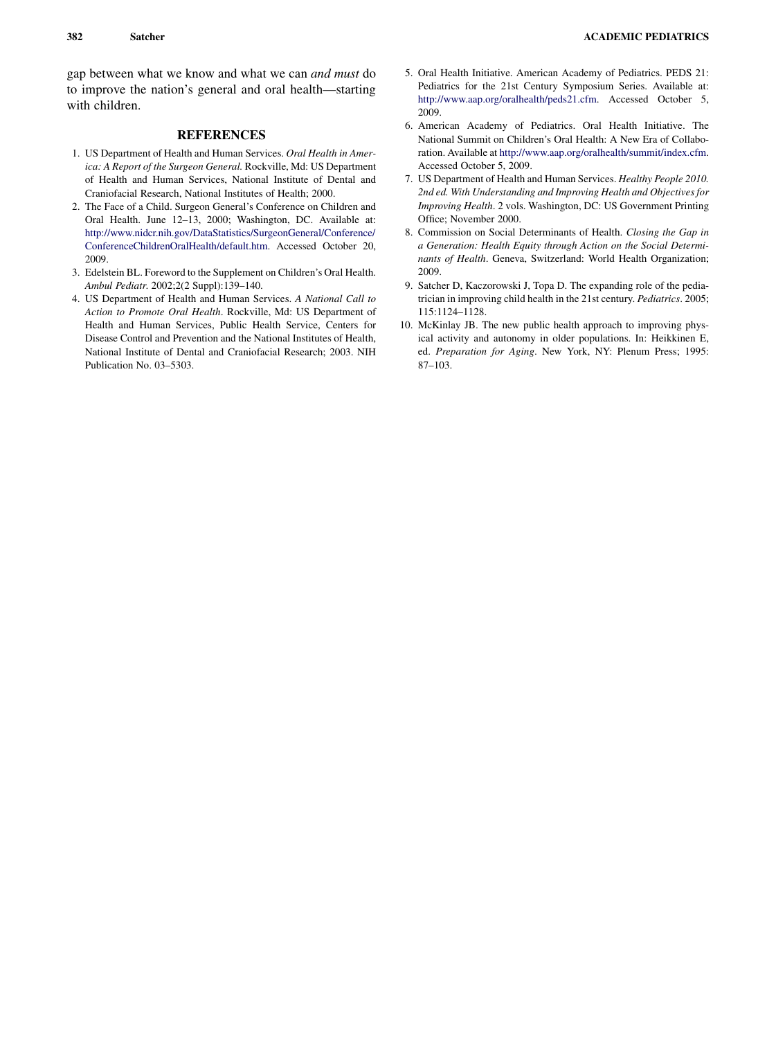gap between what we know and what we can *and must* do to improve the nation's general and oral health—starting with children.

## REFERENCES

1. US Department of Health and Human Services. *Oral Health in America: A Report of the Surgeon General*. Rockville, Md: US Department of Health and Human Services, National Institute of Dental and Craniofacial Research, National Institutes of Health; 2000.
2. The Face of a Child. Surgeon General's Conference on Children and Oral Health. June 12–13, 2000; Washington, DC. Available at: http://www.nidcr.nih.gov/DataStatistics/SurgeonGeneral/Conference/ConferenceChildrenOralHealth/default.htm. Accessed October 20, 2009.
3. Edelstein BL. Foreword to the Supplement on Children's Oral Health. *Ambul Pediatr*. 2002;2(2 Suppl):139–140.
4. US Department of Health and Human Services. *A National Call to Action to Promote Oral Health*. Rockville, Md: US Department of Health and Human Services, Public Health Service, Centers for Disease Control and Prevention and the National Institutes of Health, National Institute of Dental and Craniofacial Research; 2003. NIH Publication No. 03–5303.
5. Oral Health Initiative. American Academy of Pediatrics. PEDS 21: Pediatrics for the 21st Century Symposium Series. Available at: http://www.aap.org/oralhealth/peds21.cfm. Accessed October 5, 2009.
6. American Academy of Pediatrics. Oral Health Initiative. The National Summit on Children's Oral Health: A New Era of Collaboration. Available at http://www.aap.org/oralhealth/summit/index.cfm. Accessed October 5, 2009.
7. US Department of Health and Human Services. *Healthy People 2010. 2nd ed. With Understanding and Improving Health and Objectives for Improving Health*. 2 vols. Washington, DC: US Government Printing Office; November 2000.
8. Commission on Social Determinants of Health. *Closing the Gap in a Generation: Health Equity through Action on the Social Determinants of Health*. Geneva, Switzerland: World Health Organization; 2009.
9. Satcher D, Kaczorowski J, Topa D. The expanding role of the pediatrician in improving child health in the 21st century. *Pediatrics*. 2005; 115:1124–1128.
10. McKinlay JB. The new public health approach to improving physical activity and autonomy in older populations. In: Heikkinen E, ed. *Preparation for Aging*. New York, NY: Plenum Press; 1995: 87–103.